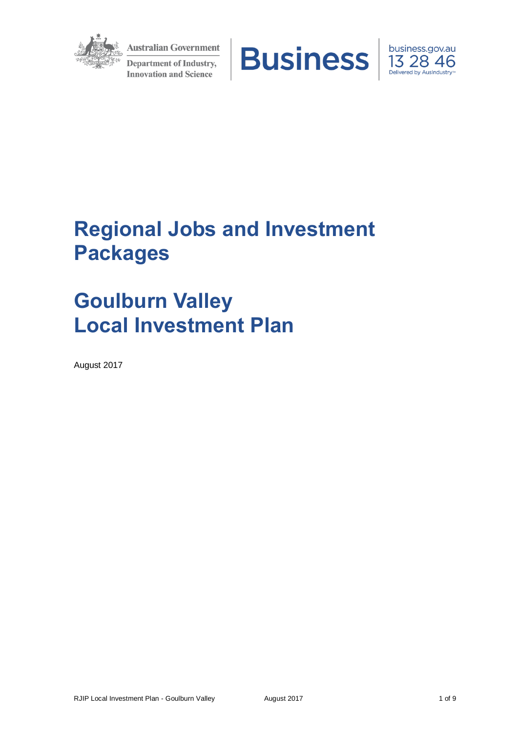Australian Government

Department of Industry, Innovation and Science

Business

business.gov.au
13 28 46
Delivered by AusIndustry™

# Regional Jobs and Investment Packages

# Goulburn Valley Local Investment Plan

August 2017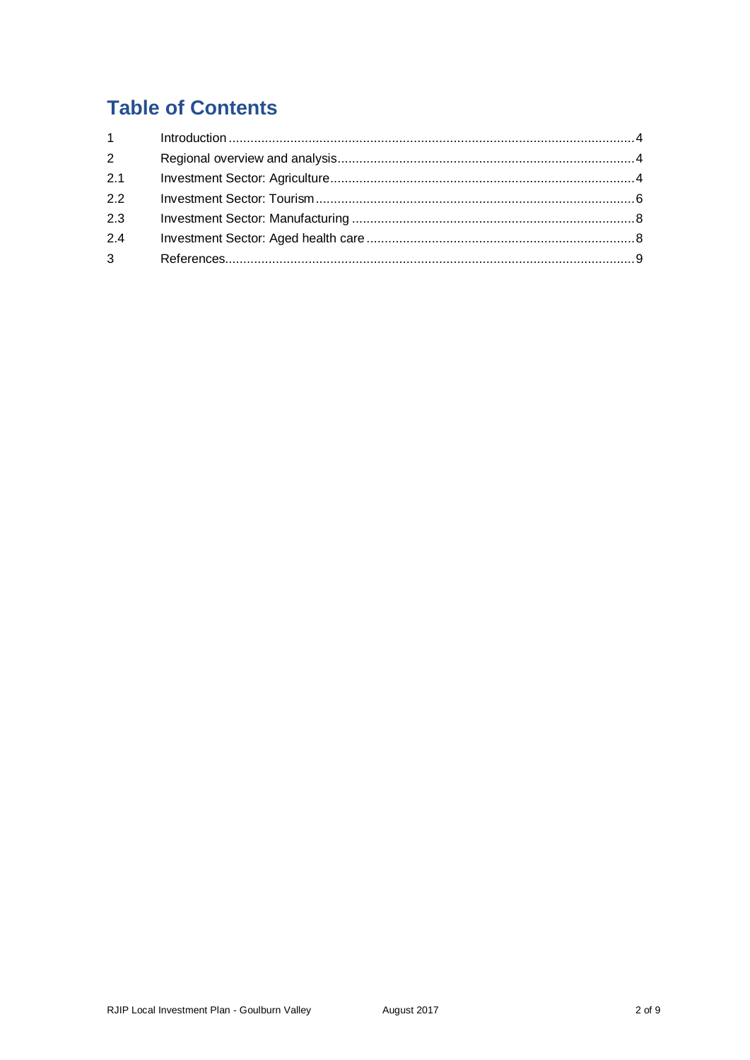# Table of Contents

| | | |
|---|---|---|
| 1 | Introduction | 4 |
| 2 | Regional overview and analysis | 4 |
| 2.1 | Investment Sector: Agriculture | 4 |
| 2.2 | Investment Sector: Tourism | 6 |
| 2.3 | Investment Sector: Manufacturing | 8 |
| 2.4 | Investment Sector: Aged health care | 8 |
| 3 | References | 9 |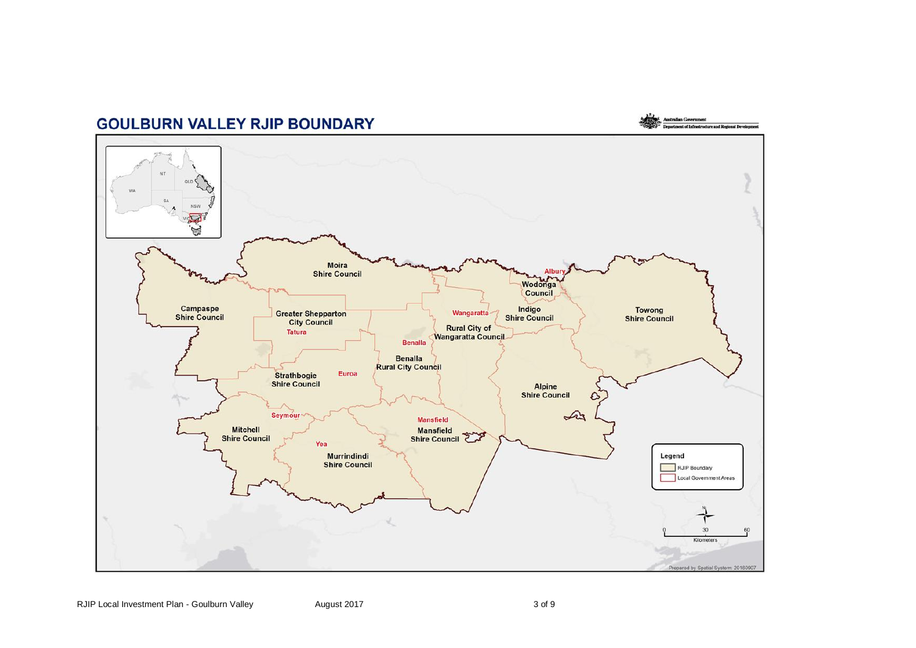# GOULBURN VALLEY RJIP BOUNDARY

Australian Government
Department of Infrastructure and Regional Development

Moira Shire Council

Campaspe Shire Council

Greater Shepparton City Council

Tatura

Albury

Wodonga Council

Indigo Shire Council

Wangaratta

Rural City of Wangaratta Council

Towong Shire Council

Benalla

Benalla Rural City Council

Strathbogie Shire Council

Euroa

Alpine Shire Council

Seymour

Mansfield

Mansfield Shire Council

Mitchell Shire Council

Yea

Murrindindi Shire Council

**Legend**

- RJIP Boundary
- Local Government Areas

0 30 60
Kilometers

Prepared by Spatial System: 20180907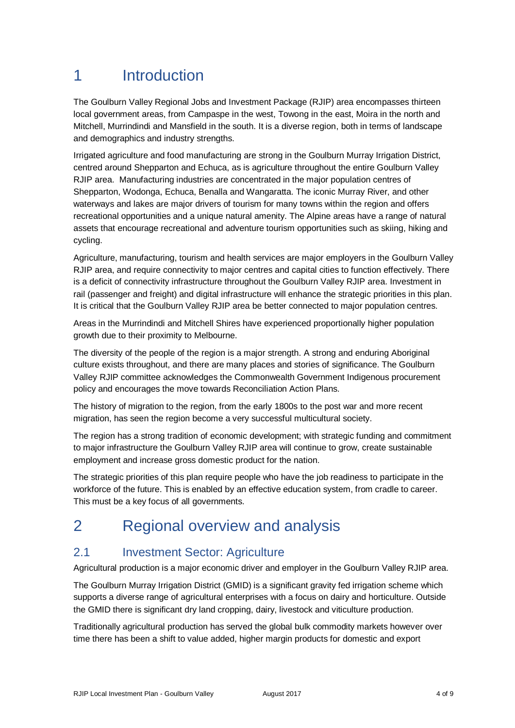# 1 Introduction

The Goulburn Valley Regional Jobs and Investment Package (RJIP) area encompasses thirteen local government areas, from Campaspe in the west, Towong in the east, Moira in the north and Mitchell, Murrindindi and Mansfield in the south. It is a diverse region, both in terms of landscape and demographics and industry strengths.

Irrigated agriculture and food manufacturing are strong in the Goulburn Murray Irrigation District, centred around Shepparton and Echuca, as is agriculture throughout the entire Goulburn Valley RJIP area. Manufacturing industries are concentrated in the major population centres of Shepparton, Wodonga, Echuca, Benalla and Wangaratta. The iconic Murray River, and other waterways and lakes are major drivers of tourism for many towns within the region and offers recreational opportunities and a unique natural amenity. The Alpine areas have a range of natural assets that encourage recreational and adventure tourism opportunities such as skiing, hiking and cycling.

Agriculture, manufacturing, tourism and health services are major employers in the Goulburn Valley RJIP area, and require connectivity to major centres and capital cities to function effectively. There is a deficit of connectivity infrastructure throughout the Goulburn Valley RJIP area. Investment in rail (passenger and freight) and digital infrastructure will enhance the strategic priorities in this plan. It is critical that the Goulburn Valley RJIP area be better connected to major population centres.

Areas in the Murrindindi and Mitchell Shires have experienced proportionally higher population growth due to their proximity to Melbourne.

The diversity of the people of the region is a major strength. A strong and enduring Aboriginal culture exists throughout, and there are many places and stories of significance. The Goulburn Valley RJIP committee acknowledges the Commonwealth Government Indigenous procurement policy and encourages the move towards Reconciliation Action Plans.

The history of migration to the region, from the early 1800s to the post war and more recent migration, has seen the region become a very successful multicultural society.

The region has a strong tradition of economic development; with strategic funding and commitment to major infrastructure the Goulburn Valley RJIP area will continue to grow, create sustainable employment and increase gross domestic product for the nation.

The strategic priorities of this plan require people who have the job readiness to participate in the workforce of the future. This is enabled by an effective education system, from cradle to career. This must be a key focus of all governments.

# 2 Regional overview and analysis

## 2.1 Investment Sector: Agriculture

Agricultural production is a major economic driver and employer in the Goulburn Valley RJIP area.

The Goulburn Murray Irrigation District (GMID) is a significant gravity fed irrigation scheme which supports a diverse range of agricultural enterprises with a focus on dairy and horticulture. Outside the GMID there is significant dry land cropping, dairy, livestock and viticulture production.

Traditionally agricultural production has served the global bulk commodity markets however over time there has been a shift to value added, higher margin products for domestic and export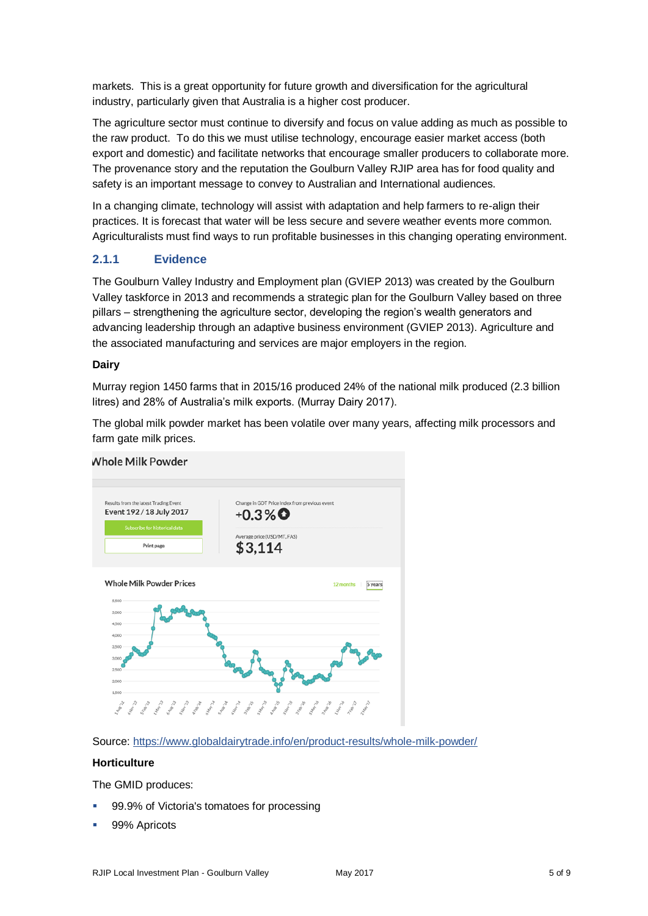markets. This is a great opportunity for future growth and diversification for the agricultural industry, particularly given that Australia is a higher cost producer.

The agriculture sector must continue to diversify and focus on value adding as much as possible to the raw product. To do this we must utilise technology, encourage easier market access (both export and domestic) and facilitate networks that encourage smaller producers to collaborate more. The provenance story and the reputation the Goulburn Valley RJIP area has for food quality and safety is an important message to convey to Australian and International audiences.

In a changing climate, technology will assist with adaptation and help farmers to re-align their practices. It is forecast that water will be less secure and severe weather events more common. Agriculturalists must find ways to run profitable businesses in this changing operating environment.

### 2.1.1 Evidence

The Goulburn Valley Industry and Employment plan (GVIEP 2013) was created by the Goulburn Valley taskforce in 2013 and recommends a strategic plan for the Goulburn Valley based on three pillars – strengthening the agriculture sector, developing the region's wealth generators and advancing leadership through an adaptive business environment (GVIEP 2013). Agriculture and the associated manufacturing and services are major employers in the region.

**Dairy**

Murray region 1450 farms that in 2015/16 produced 24% of the national milk produced (2.3 billion litres) and 28% of Australia's milk exports. (Murray Dairy 2017).

The global milk powder market has been volatile over many years, affecting milk processors and farm gate milk prices.

Whole Milk Powder

Results from the latest Trading Event
Event 192 / 18 July 2017

Change in GDT Price Index from previous event
+0.3%

Average price (USD/MT, FAS)
$3,114

Whole Milk Powder Prices

Source: https://www.globaldairytrade.info/en/product-results/whole-milk-powder/

**Horticulture**

The GMID produces:

- 99.9% of Victoria's tomatoes for processing
- 99% Apricots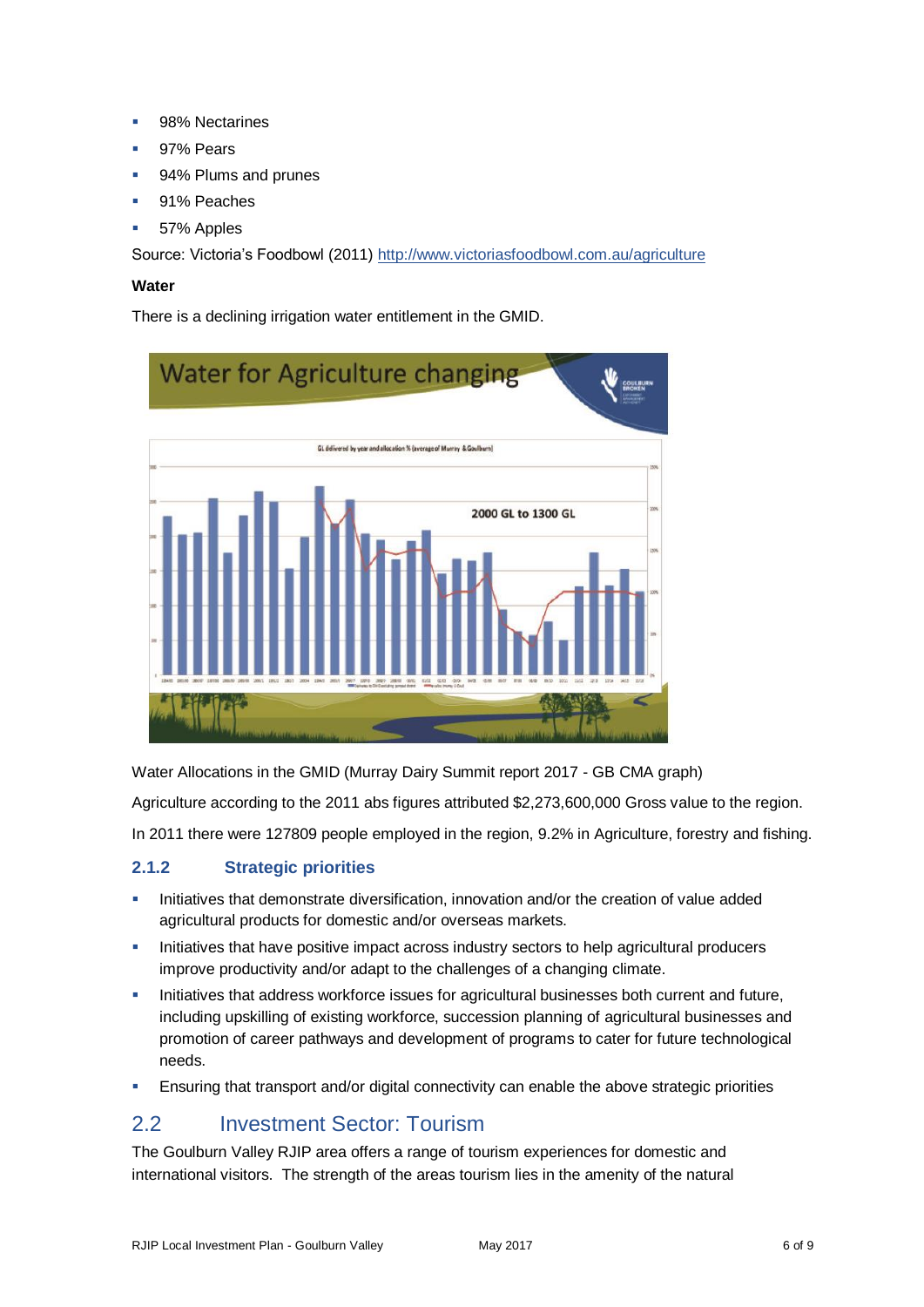- 98% Nectarines
- 97% Pears
- 94% Plums and prunes
- 91% Peaches
- 57% Apples

Source: Victoria's Foodbowl (2011) http://www.victoriasfoodbowl.com.au/agriculture

**Water**

There is a declining irrigation water entitlement in the GMID.

Water Allocations in the GMID (Murray Dairy Summit report 2017 - GB CMA graph)

Agriculture according to the 2011 abs figures attributed $2,273,600,000 Gross value to the region.

In 2011 there were 127809 people employed in the region, 9.2% in Agriculture, forestry and fishing.

### 2.1.2 Strategic priorities

- Initiatives that demonstrate diversification, innovation and/or the creation of value added agricultural products for domestic and/or overseas markets.
- Initiatives that have positive impact across industry sectors to help agricultural producers improve productivity and/or adapt to the challenges of a changing climate.
- Initiatives that address workforce issues for agricultural businesses both current and future, including upskilling of existing workforce, succession planning of agricultural businesses and promotion of career pathways and development of programs to cater for future technological needs.
- Ensuring that transport and/or digital connectivity can enable the above strategic priorities

## 2.2 Investment Sector: Tourism

The Goulburn Valley RJIP area offers a range of tourism experiences for domestic and international visitors. The strength of the areas tourism lies in the amenity of the natural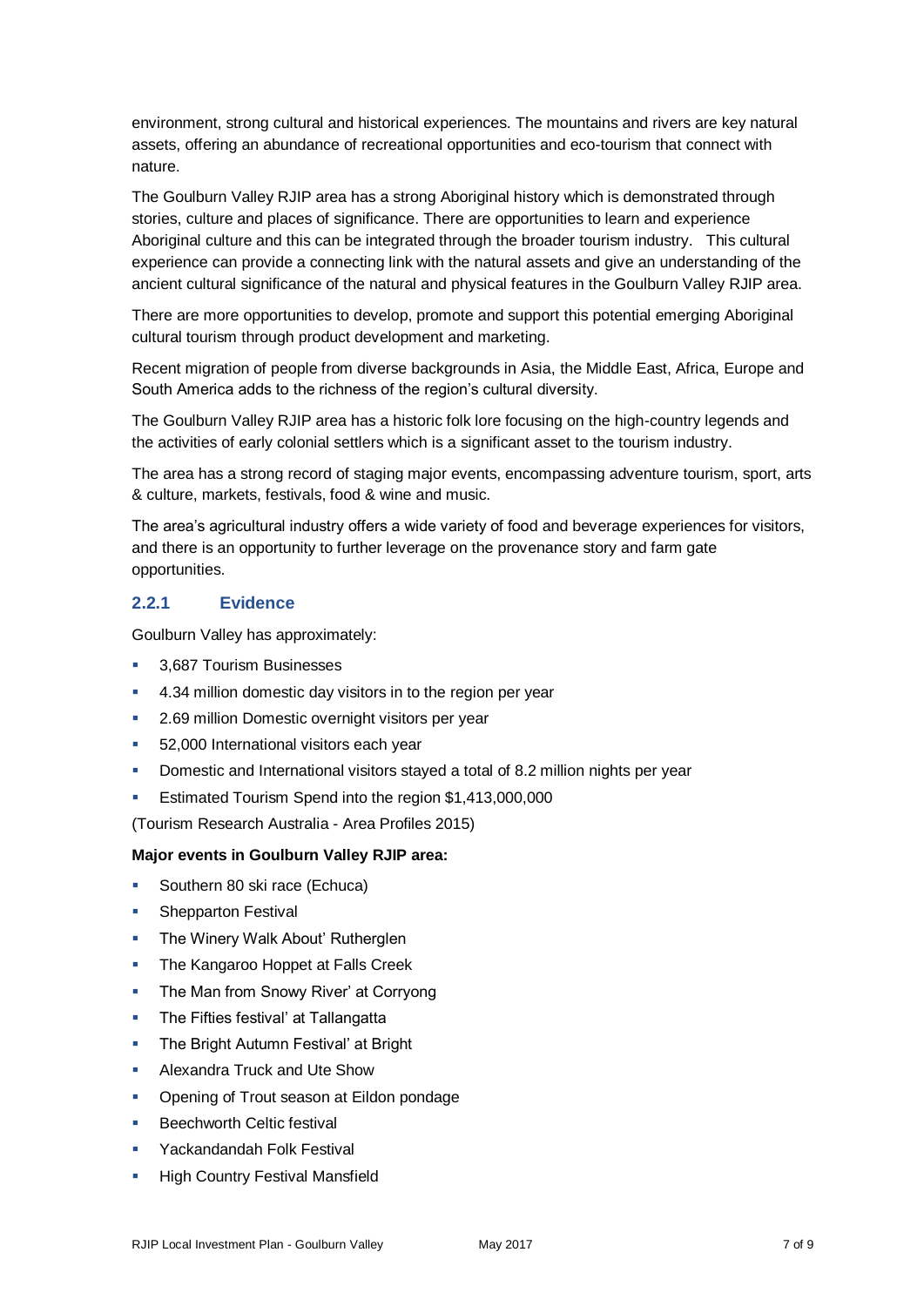environment, strong cultural and historical experiences. The mountains and rivers are key natural assets, offering an abundance of recreational opportunities and eco-tourism that connect with nature.

The Goulburn Valley RJIP area has a strong Aboriginal history which is demonstrated through stories, culture and places of significance. There are opportunities to learn and experience Aboriginal culture and this can be integrated through the broader tourism industry. This cultural experience can provide a connecting link with the natural assets and give an understanding of the ancient cultural significance of the natural and physical features in the Goulburn Valley RJIP area.

There are more opportunities to develop, promote and support this potential emerging Aboriginal cultural tourism through product development and marketing.

Recent migration of people from diverse backgrounds in Asia, the Middle East, Africa, Europe and South America adds to the richness of the region's cultural diversity.

The Goulburn Valley RJIP area has a historic folk lore focusing on the high-country legends and the activities of early colonial settlers which is a significant asset to the tourism industry.

The area has a strong record of staging major events, encompassing adventure tourism, sport, arts & culture, markets, festivals, food & wine and music.

The area's agricultural industry offers a wide variety of food and beverage experiences for visitors, and there is an opportunity to further leverage on the provenance story and farm gate opportunities.

### 2.2.1 Evidence

Goulburn Valley has approximately:

- 3,687 Tourism Businesses
- 4.34 million domestic day visitors in to the region per year
- 2.69 million Domestic overnight visitors per year
- 52,000 International visitors each year
- Domestic and International visitors stayed a total of 8.2 million nights per year
- Estimated Tourism Spend into the region $1,413,000,000

(Tourism Research Australia - Area Profiles 2015)

**Major events in Goulburn Valley RJIP area:**

- Southern 80 ski race (Echuca)
- Shepparton Festival
- The Winery Walk About' Rutherglen
- The Kangaroo Hoppet at Falls Creek
- The Man from Snowy River' at Corryong
- The Fifties festival' at Tallangatta
- The Bright Autumn Festival' at Bright
- Alexandra Truck and Ute Show
- Opening of Trout season at Eildon pondage
- Beechworth Celtic festival
- Yackandandah Folk Festival
- High Country Festival Mansfield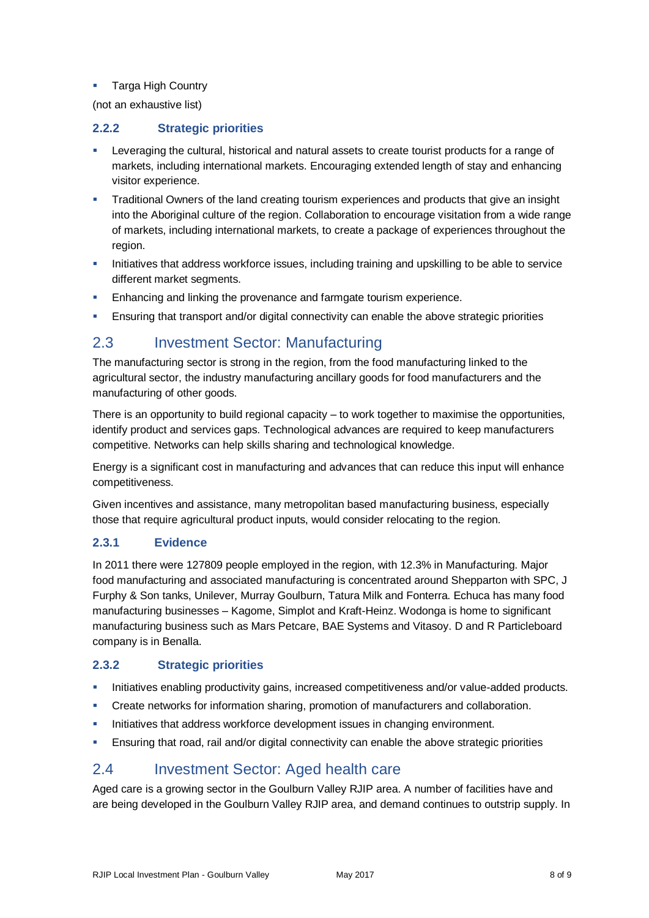- Targa High Country

(not an exhaustive list)

### 2.2.2 Strategic priorities

- Leveraging the cultural, historical and natural assets to create tourist products for a range of markets, including international markets. Encouraging extended length of stay and enhancing visitor experience.
- Traditional Owners of the land creating tourism experiences and products that give an insight into the Aboriginal culture of the region. Collaboration to encourage visitation from a wide range of markets, including international markets, to create a package of experiences throughout the region.
- Initiatives that address workforce issues, including training and upskilling to be able to service different market segments.
- Enhancing and linking the provenance and farmgate tourism experience.
- Ensuring that transport and/or digital connectivity can enable the above strategic priorities

## 2.3 Investment Sector: Manufacturing

The manufacturing sector is strong in the region, from the food manufacturing linked to the agricultural sector, the industry manufacturing ancillary goods for food manufacturers and the manufacturing of other goods.

There is an opportunity to build regional capacity – to work together to maximise the opportunities, identify product and services gaps. Technological advances are required to keep manufacturers competitive. Networks can help skills sharing and technological knowledge.

Energy is a significant cost in manufacturing and advances that can reduce this input will enhance competitiveness.

Given incentives and assistance, many metropolitan based manufacturing business, especially those that require agricultural product inputs, would consider relocating to the region.

### 2.3.1 Evidence

In 2011 there were 127809 people employed in the region, with 12.3% in Manufacturing. Major food manufacturing and associated manufacturing is concentrated around Shepparton with SPC, J Furphy & Son tanks, Unilever, Murray Goulburn, Tatura Milk and Fonterra. Echuca has many food manufacturing businesses – Kagome, Simplot and Kraft-Heinz. Wodonga is home to significant manufacturing business such as Mars Petcare, BAE Systems and Vitasoy. D and R Particleboard company is in Benalla.

### 2.3.2 Strategic priorities

- Initiatives enabling productivity gains, increased competitiveness and/or value-added products.
- Create networks for information sharing, promotion of manufacturers and collaboration.
- Initiatives that address workforce development issues in changing environment.
- Ensuring that road, rail and/or digital connectivity can enable the above strategic priorities

## 2.4 Investment Sector: Aged health care

Aged care is a growing sector in the Goulburn Valley RJIP area. A number of facilities have and are being developed in the Goulburn Valley RJIP area, and demand continues to outstrip supply. In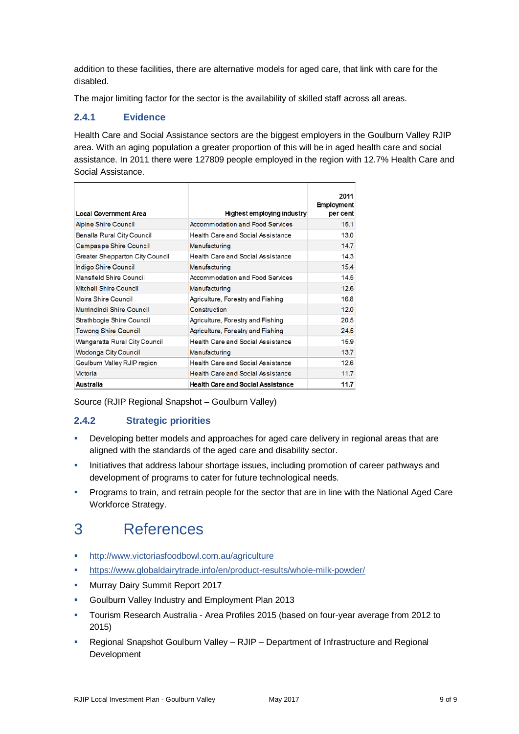addition to these facilities, there are alternative models for aged care, that link with care for the disabled.

The major limiting factor for the sector is the availability of skilled staff across all areas.

### 2.4.1 Evidence

Health Care and Social Assistance sectors are the biggest employers in the Goulburn Valley RJIP area. With an aging population a greater proportion of this will be in aged health care and social assistance. In 2011 there were 127809 people employed in the region with 12.7% Health Care and Social Assistance.

| Local Government Area | Highest employing industry | 2011 Employment per cent |
|---|---|---|
| Alpine Shire Council | Accommodation and Food Services | 15.1 |
| Benalla Rural City Council | Health Care and Social Assistance | 13.0 |
| Campaspe Shire Council | Manufacturing | 14.7 |
| Greater Shepparton City Council | Health Care and Social Assistance | 14.3 |
| Indigo Shire Council | Manufacturing | 15.4 |
| Mansfield Shire Council | Accommodation and Food Services | 14.5 |
| Mitchell Shire Council | Manufacturing | 12.6 |
| Moira Shire Council | Agriculture, Forestry and Fishing | 16.8 |
| Murrindindi Shire Council | Construction | 12.0 |
| Strathbogie Shire Council | Agriculture, Forestry and Fishing | 20.5 |
| Towong Shire Council | Agriculture, Forestry and Fishing | 24.5 |
| Wangaratta Rural City Council | Health Care and Social Assistance | 15.9 |
| Wodonga City Council | Manufacturing | 13.7 |
| Goulburn Valley RJIP region | Health Care and Social Assistance | 12.6 |
| Victoria | Health Care and Social Assistance | 11.7 |
| **Australia** | **Health Care and Social Assistance** | **11.7** |

Source (RJIP Regional Snapshot – Goulburn Valley)

### 2.4.2 Strategic priorities

- Developing better models and approaches for aged care delivery in regional areas that are aligned with the standards of the aged care and disability sector.
- Initiatives that address labour shortage issues, including promotion of career pathways and development of programs to cater for future technological needs.
- Programs to train, and retrain people for the sector that are in line with the National Aged Care Workforce Strategy.

# 3 References

- http://www.victoriasfoodbowl.com.au/agriculture
- https://www.globaldairytrade.info/en/product-results/whole-milk-powder/
- Murray Dairy Summit Report 2017
- Goulburn Valley Industry and Employment Plan 2013
- Tourism Research Australia - Area Profiles 2015 (based on four-year average from 2012 to 2015)
- Regional Snapshot Goulburn Valley – RJIP – Department of Infrastructure and Regional Development